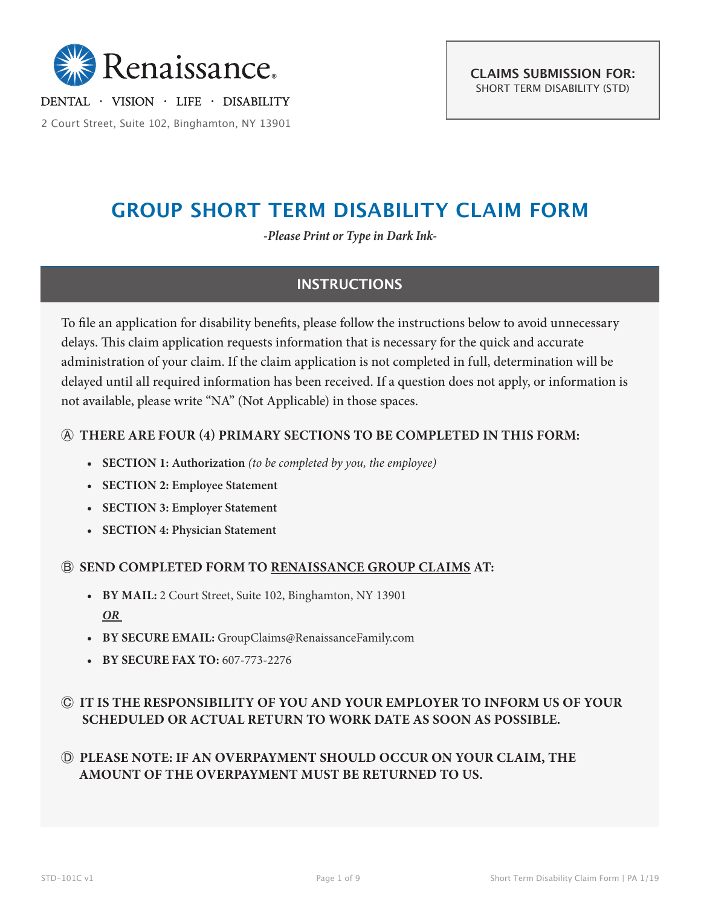Renaissance®

DENTAL · VISION · LIFE · DISABILITY

2 Court Street, Suite 102, Binghamton, NY 13901

**CLAIMS SUBMISSION FOR:**
SHORT TERM DISABILITY (STD)

# GROUP SHORT TERM DISABILITY CLAIM FORM

*-Please Print or Type in Dark Ink-*

## INSTRUCTIONS

To file an application for disability benefits, please follow the instructions below to avoid unnecessary delays. This claim application requests information that is necessary for the quick and accurate administration of your claim. If the claim application is not completed in full, determination will be delayed until all required information has been received. If a question does not apply, or information is not available, please write "NA" (Not Applicable) in those spaces.

**Ⓐ THERE ARE FOUR (4) PRIMARY SECTIONS TO BE COMPLETED IN THIS FORM:**

- **SECTION 1: Authorization** *(to be completed by you, the employee)*
- **SECTION 2: Employee Statement**
- **SECTION 3: Employer Statement**
- **SECTION 4: Physician Statement**

**Ⓑ SEND COMPLETED FORM TO RENAISSANCE GROUP CLAIMS AT:**

- **BY MAIL:** 2 Court Street, Suite 102, Binghamton, NY 13901
  ***OR***
- **BY SECURE EMAIL:** GroupClaims@RenaissanceFamily.com
- **BY SECURE FAX TO:** 607-773-2276

**Ⓒ IT IS THE RESPONSIBILITY OF YOU AND YOUR EMPLOYER TO INFORM US OF YOUR SCHEDULED OR ACTUAL RETURN TO WORK DATE AS SOON AS POSSIBLE.**

**Ⓓ PLEASE NOTE: IF AN OVERPAYMENT SHOULD OCCUR ON YOUR CLAIM, THE AMOUNT OF THE OVERPAYMENT MUST BE RETURNED TO US.**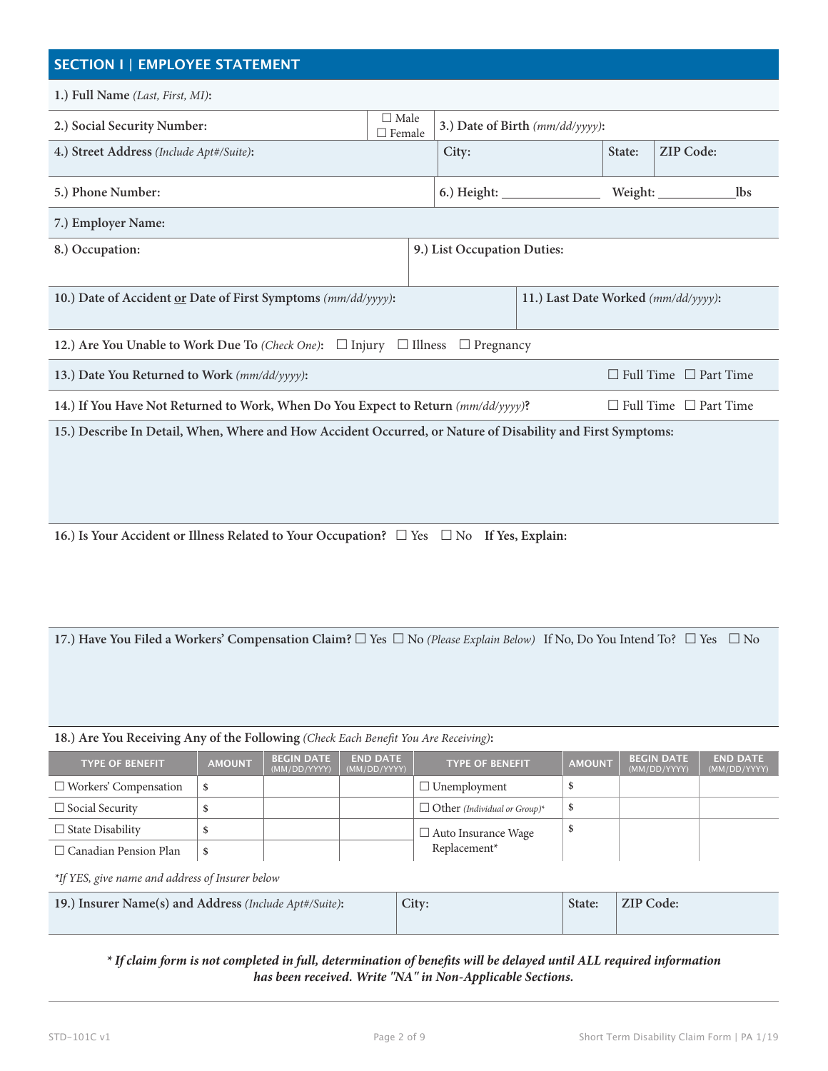## SECTION I | EMPLOYEE STATEMENT

**1.) Full Name** *(Last, First, MI)*:

**2.) Social Security Number:** ☐ Male ☐ Female **3.) Date of Birth** *(mm/dd/yyyy)*:

**4.) Street Address** *(Include Apt#/Suite)*: **City:** **State:** **ZIP Code:**

**5.) Phone Number:** **6.) Height:** _____________ **Weight:** ___________lbs

**7.) Employer Name:**

**8.) Occupation:** **9.) List Occupation Duties:**

**10.) Date of Accident or Date of First Symptoms** *(mm/dd/yyyy)*: **11.) Last Date Worked** *(mm/dd/yyyy)*:

**12.) Are You Unable to Work Due To** *(Check One)*: ☐ Injury ☐ Illness ☐ Pregnancy

**13.) Date You Returned to Work** *(mm/dd/yyyy)*: ☐ Full Time ☐ Part Time

**14.) If You Have Not Returned to Work, When Do You Expect to Return** *(mm/dd/yyyy)*? ☐ Full Time ☐ Part Time

**15.) Describe In Detail, When, Where and How Accident Occurred, or Nature of Disability and First Symptoms:**

**16.) Is Your Accident or Illness Related to Your Occupation?** ☐ Yes ☐ No **If Yes, Explain:**

**17.) Have You Filed a Workers' Compensation Claim?** ☐ Yes ☐ No *(Please Explain Below)* If No, Do You Intend To? ☐ Yes ☐ No

**18.) Are You Receiving Any of the Following** *(Check Each Benefit You Are Receiving)*:

| TYPE OF BENEFIT | AMOUNT | BEGIN DATE (MM/DD/YYYY) | END DATE (MM/DD/YYYY) | TYPE OF BENEFIT | AMOUNT | BEGIN DATE (MM/DD/YYYY) | END DATE (MM/DD/YYYY) |
|---|---|---|---|---|---|---|---|
| ☐ Workers' Compensation | $ | | | ☐ Unemployment | $ | | |
| ☐ Social Security | $ | | | ☐ Other *(Individual or Group)** | $ | | |
| ☐ State Disability | $ | | | ☐ Auto Insurance Wage Replacement* | $ | | |
| ☐ Canadian Pension Plan | $ | | | | | | |

*\*If YES, give name and address of Insurer below*

**19.) Insurer Name(s) and Address** *(Include Apt#/Suite)*: **City:** **State:** **ZIP Code:**

***\* If claim form is not completed in full, determination of benefits will be delayed until ALL required information has been received. Write "NA" in Non-Applicable Sections.***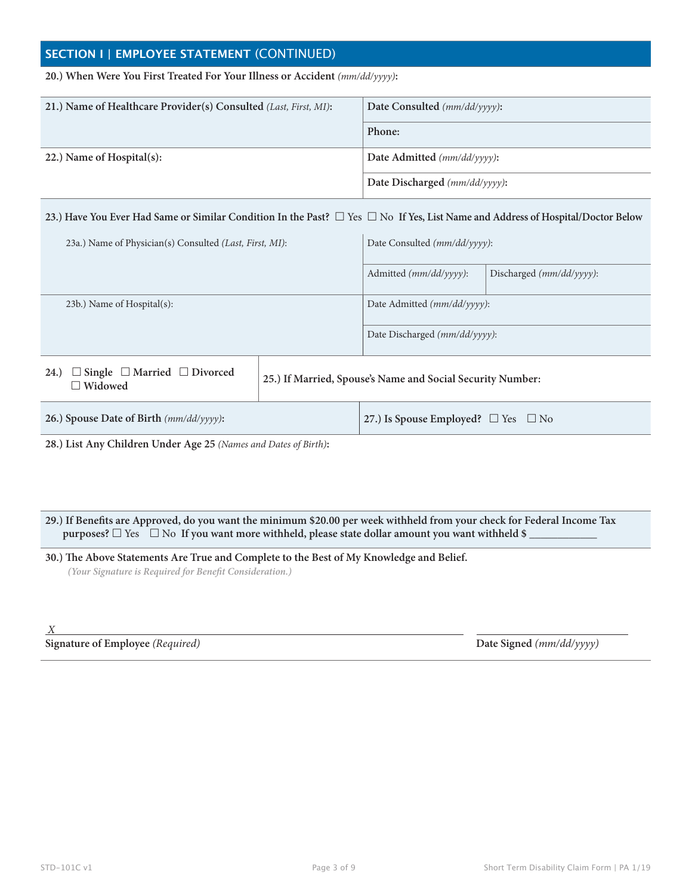## SECTION I | EMPLOYEE STATEMENT (CONTINUED)

**20.) When Were You First Treated For Your Illness or Accident** *(mm/dd/yyyy)*:

| **21.) Name of Healthcare Provider(s) Consulted** *(Last, First, MI)*: | **Date Consulted** *(mm/dd/yyyy)*: |
|---|---|
| | **Phone:** |
| **22.) Name of Hospital(s):** | **Date Admitted** *(mm/dd/yyyy)*: |
| | **Date Discharged** *(mm/dd/yyyy)*: |

**23.) Have You Ever Had Same or Similar Condition In the Past?** ☐ Yes ☐ No **If Yes, List Name and Address of Hospital/Doctor Below**

| 23a.) Name of Physician(s) Consulted *(Last, First, MI)*: | Date Consulted *(mm/dd/yyyy)*: | |
|---|---|---|
| | Admitted *(mm/dd/yyyy)*: | Discharged *(mm/dd/yyyy)*: |
| 23b.) Name of Hospital(s): | Date Admitted *(mm/dd/yyyy)*: | |
| | Date Discharged *(mm/dd/yyyy)*: | |

| **24.)** ☐ **Single** ☐ **Married** ☐ **Divorced** ☐ **Widowed** | **25.) If Married, Spouse's Name and Social Security Number:** |
|---|---|
| **26.) Spouse Date of Birth** *(mm/dd/yyyy)*: | **27.) Is Spouse Employed?** ☐ Yes ☐ No |

**28.) List Any Children Under Age 25** *(Names and Dates of Birth)*:

**29.) If Benefits are Approved, do you want the minimum $20.00 per week withheld from your check for Federal Income Tax purposes?** ☐ Yes ☐ No **If you want more withheld, please state dollar amount you want withheld $ ____________**

**30.) The Above Statements Are True and Complete to the Best of My Knowledge and Belief.**
*(Your Signature is Required for Benefit Consideration.)*

X ______________________________________ ______________________

**Signature of Employee** *(Required)* **Date Signed** *(mm/dd/yyyy)*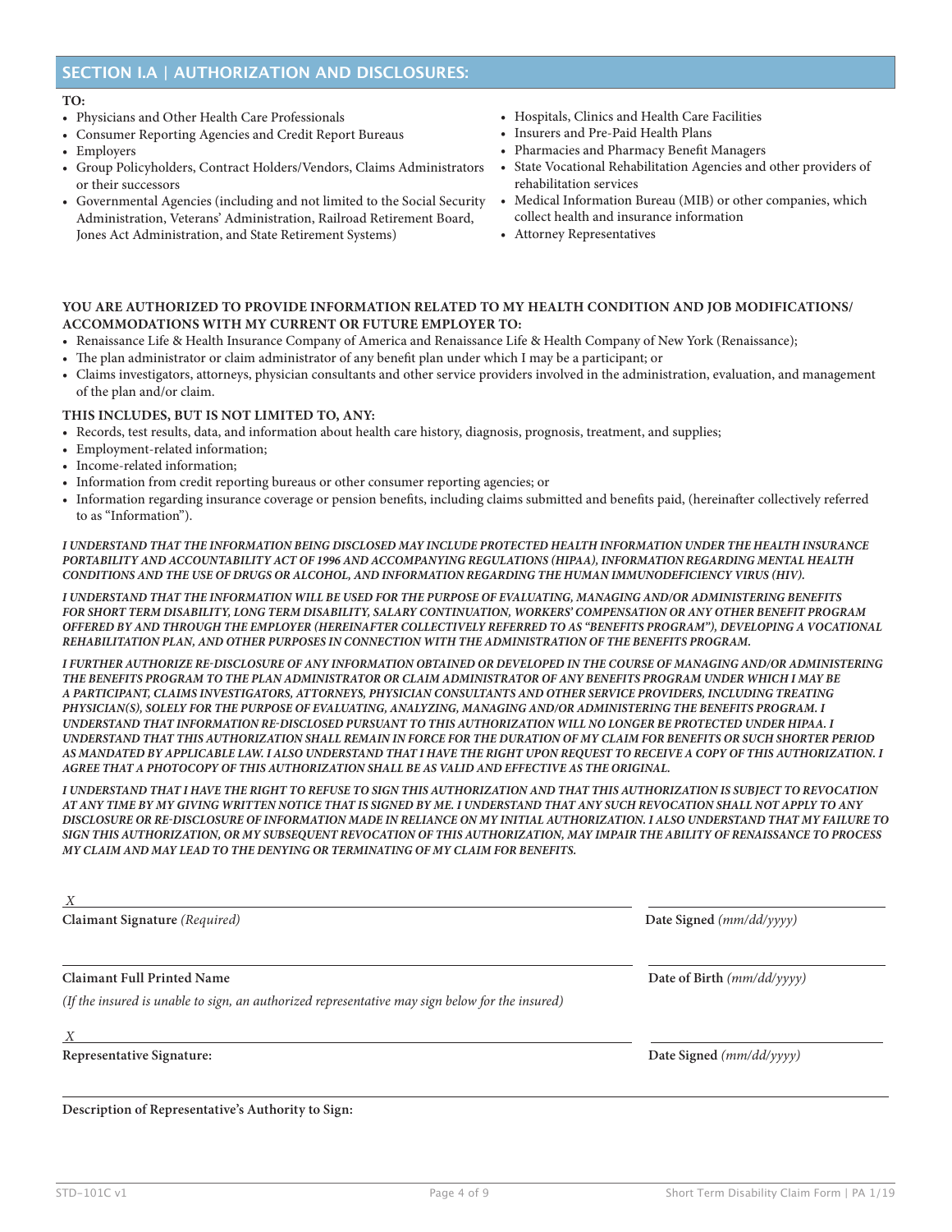## SECTION I.A | AUTHORIZATION AND DISCLOSURES:

**TO:**

- Physicians and Other Health Care Professionals
- Consumer Reporting Agencies and Credit Report Bureaus
- Employers
- Group Policyholders, Contract Holders/Vendors, Claims Administrators or their successors
- Governmental Agencies (including and not limited to the Social Security Administration, Veterans' Administration, Railroad Retirement Board, Jones Act Administration, and State Retirement Systems)
- Hospitals, Clinics and Health Care Facilities
- Insurers and Pre-Paid Health Plans
- Pharmacies and Pharmacy Benefit Managers
- State Vocational Rehabilitation Agencies and other providers of rehabilitation services
- Medical Information Bureau (MIB) or other companies, which collect health and insurance information
- Attorney Representatives

**YOU ARE AUTHORIZED TO PROVIDE INFORMATION RELATED TO MY HEALTH CONDITION AND JOB MODIFICATIONS/ ACCOMMODATIONS WITH MY CURRENT OR FUTURE EMPLOYER TO:**

- Renaissance Life & Health Insurance Company of America and Renaissance Life & Health Company of New York (Renaissance);
- The plan administrator or claim administrator of any benefit plan under which I may be a participant; or
- Claims investigators, attorneys, physician consultants and other service providers involved in the administration, evaluation, and management of the plan and/or claim.

**THIS INCLUDES, BUT IS NOT LIMITED TO, ANY:**

- Records, test results, data, and information about health care history, diagnosis, prognosis, treatment, and supplies;
- Employment-related information;
- Income-related information;
- Information from credit reporting bureaus or other consumer reporting agencies; or
- Information regarding insurance coverage or pension benefits, including claims submitted and benefits paid, (hereinafter collectively referred to as "Information").

***I UNDERSTAND THAT THE INFORMATION BEING DISCLOSED MAY INCLUDE PROTECTED HEALTH INFORMATION UNDER THE HEALTH INSURANCE PORTABILITY AND ACCOUNTABILITY ACT OF 1996 AND ACCOMPANYING REGULATIONS (HIPAA), INFORMATION REGARDING MENTAL HEALTH CONDITIONS AND THE USE OF DRUGS OR ALCOHOL, AND INFORMATION REGARDING THE HUMAN IMMUNODEFICIENCY VIRUS (HIV).***

***I UNDERSTAND THAT THE INFORMATION WILL BE USED FOR THE PURPOSE OF EVALUATING, MANAGING AND/OR ADMINISTERING BENEFITS FOR SHORT TERM DISABILITY, LONG TERM DISABILITY, SALARY CONTINUATION, WORKERS' COMPENSATION OR ANY OTHER BENEFIT PROGRAM OFFERED BY AND THROUGH THE EMPLOYER (HEREINAFTER COLLECTIVELY REFERRED TO AS "BENEFITS PROGRAM"), DEVELOPING A VOCATIONAL REHABILITATION PLAN, AND OTHER PURPOSES IN CONNECTION WITH THE ADMINISTRATION OF THE BENEFITS PROGRAM.***

***I FURTHER AUTHORIZE RE-DISCLOSURE OF ANY INFORMATION OBTAINED OR DEVELOPED IN THE COURSE OF MANAGING AND/OR ADMINISTERING THE BENEFITS PROGRAM TO THE PLAN ADMINISTRATOR OR CLAIM ADMINISTRATOR OF ANY BENEFITS PROGRAM UNDER WHICH I MAY BE A PARTICIPANT, CLAIMS INVESTIGATORS, ATTORNEYS, PHYSICIAN CONSULTANTS AND OTHER SERVICE PROVIDERS, INCLUDING TREATING PHYSICIAN(S), SOLELY FOR THE PURPOSE OF EVALUATING, ANALYZING, MANAGING AND/OR ADMINISTERING THE BENEFITS PROGRAM. I UNDERSTAND THAT INFORMATION RE-DISCLOSED PURSUANT TO THIS AUTHORIZATION WILL NO LONGER BE PROTECTED UNDER HIPAA. I UNDERSTAND THAT THIS AUTHORIZATION SHALL REMAIN IN FORCE FOR THE DURATION OF MY CLAIM FOR BENEFITS OR SUCH SHORTER PERIOD AS MANDATED BY APPLICABLE LAW. I ALSO UNDERSTAND THAT I HAVE THE RIGHT UPON REQUEST TO RECEIVE A COPY OF THIS AUTHORIZATION. I AGREE THAT A PHOTOCOPY OF THIS AUTHORIZATION SHALL BE AS VALID AND EFFECTIVE AS THE ORIGINAL.***

***I UNDERSTAND THAT I HAVE THE RIGHT TO REFUSE TO SIGN THIS AUTHORIZATION AND THAT THIS AUTHORIZATION IS SUBJECT TO REVOCATION AT ANY TIME BY MY GIVING WRITTEN NOTICE THAT IS SIGNED BY ME. I UNDERSTAND THAT ANY SUCH REVOCATION SHALL NOT APPLY TO ANY DISCLOSURE OR RE-DISCLOSURE OF INFORMATION MADE IN RELIANCE ON MY INITIAL AUTHORIZATION. I ALSO UNDERSTAND THAT MY FAILURE TO SIGN THIS AUTHORIZATION, OR MY SUBSEQUENT REVOCATION OF THIS AUTHORIZATION, MAY IMPAIR THE ABILITY OF RENAISSANCE TO PROCESS MY CLAIM AND MAY LEAD TO THE DENYING OR TERMINATING OF MY CLAIM FOR BENEFITS.***

*X* ______________________________________________ ____________________

**Claimant Signature** *(Required)* **Date Signed** *(mm/dd/yyyy)*

______________________________________________ ____________________

**Claimant Full Printed Name** **Date of Birth** *(mm/dd/yyyy)*

*(If the insured is unable to sign, an authorized representative may sign below for the insured)*

*X* ______________________________________________ ____________________

**Representative Signature:** **Date Signed** *(mm/dd/yyyy)*

______________________________________________

**Description of Representative's Authority to Sign:**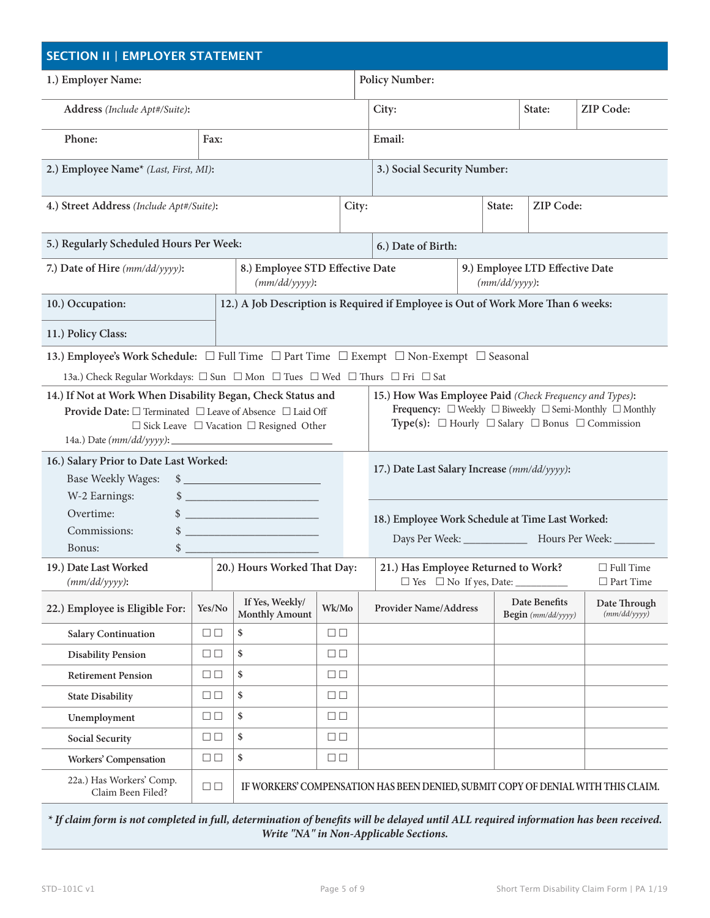## SECTION II | EMPLOYER STATEMENT

**1.) Employer Name:**

**Policy Number:**

**Address** *(Include Apt#/Suite)*: | **City:** | **State:** | **ZIP Code:**

**Phone:** | **Fax:** | **Email:**

**2.) Employee Name*** *(Last, First, MI)*:

**3.) Social Security Number:**

**4.) Street Address** *(Include Apt#/Suite)*: | **City:** | **State:** | **ZIP Code:**

**5.) Regularly Scheduled Hours Per Week:**

**6.) Date of Birth:**

**7.) Date of Hire** *(mm/dd/yyyy)*:

**8.) Employee STD Effective Date** *(mm/dd/yyyy)*:

**9.) Employee LTD Effective Date** *(mm/dd/yyyy)*:

**10.) Occupation:**

**11.) Policy Class:**

**12.) A Job Description is Required if Employee is Out of Work More Than 6 weeks:**

**13.) Employee's Work Schedule:** ☐ Full Time ☐ Part Time ☐ Exempt ☐ Non-Exempt ☐ Seasonal

13a.) Check Regular Workdays: ☐ Sun ☐ Mon ☐ Tues ☐ Wed ☐ Thurs ☐ Fri ☐ Sat

**14.) If Not at Work When Disability Began, Check Status and Provide Date:** ☐ Terminated ☐ Leave of Absence ☐ Laid Off ☐ Sick Leave ☐ Vacation ☐ Resigned Other

14a.) Date *(mm/dd/yyyy)*: ______________________

**15.) How Was Employee Paid** *(Check Frequency and Types)*:

**Frequency:** ☐ Weekly ☐ Biweekly ☐ Semi-Monthly ☐ Monthly

**Type(s):** ☐ Hourly ☐ Salary ☐ Bonus ☐ Commission

**16.) Salary Prior to Date Last Worked:**

Base Weekly Wages: $ ______________________

W-2 Earnings: $ ______________________

Overtime: $ ______________________

Commissions: $ ______________________

Bonus: $ ______________________

**17.) Date Last Salary Increase** *(mm/dd/yyyy)*:

**18.) Employee Work Schedule at Time Last Worked:**

Days Per Week: ____________ Hours Per Week: ________

**19.) Date Last Worked** *(mm/dd/yyyy)*:

**20.) Hours Worked That Day:**

**21.) Has Employee Returned to Work?** ☐ Yes ☐ No If yes, Date: __________ ☐ Full Time ☐ Part Time

| 22.) Employee is Eligible For: | Yes/No | If Yes, Weekly/ Monthly Amount | Wk/Mo | Provider Name/Address | Date Benefits Begin *(mm/dd/yyyy)* | Date Through *(mm/dd/yyyy)* |
|---|---|---|---|---|---|---|
| Salary Continuation | ☐ ☐ | $ | ☐ ☐ | | | |
| Disability Pension | ☐ ☐ | $ | ☐ ☐ | | | |
| Retirement Pension | ☐ ☐ | $ | ☐ ☐ | | | |
| State Disability | ☐ ☐ | $ | ☐ ☐ | | | |
| Unemployment | ☐ ☐ | $ | ☐ ☐ | | | |
| Social Security | ☐ ☐ | $ | ☐ ☐ | | | |
| Workers' Compensation | ☐ ☐ | $ | ☐ ☐ | | | |
| 22a.) Has Workers' Comp. Claim Been Filed? | ☐ ☐ | IF WORKERS' COMPENSATION HAS BEEN DENIED, SUBMIT COPY OF DENIAL WITH THIS CLAIM. | | | | |

***\* If claim form is not completed in full, determination of benefits will be delayed until ALL required information has been received. Write "NA" in Non-Applicable Sections.***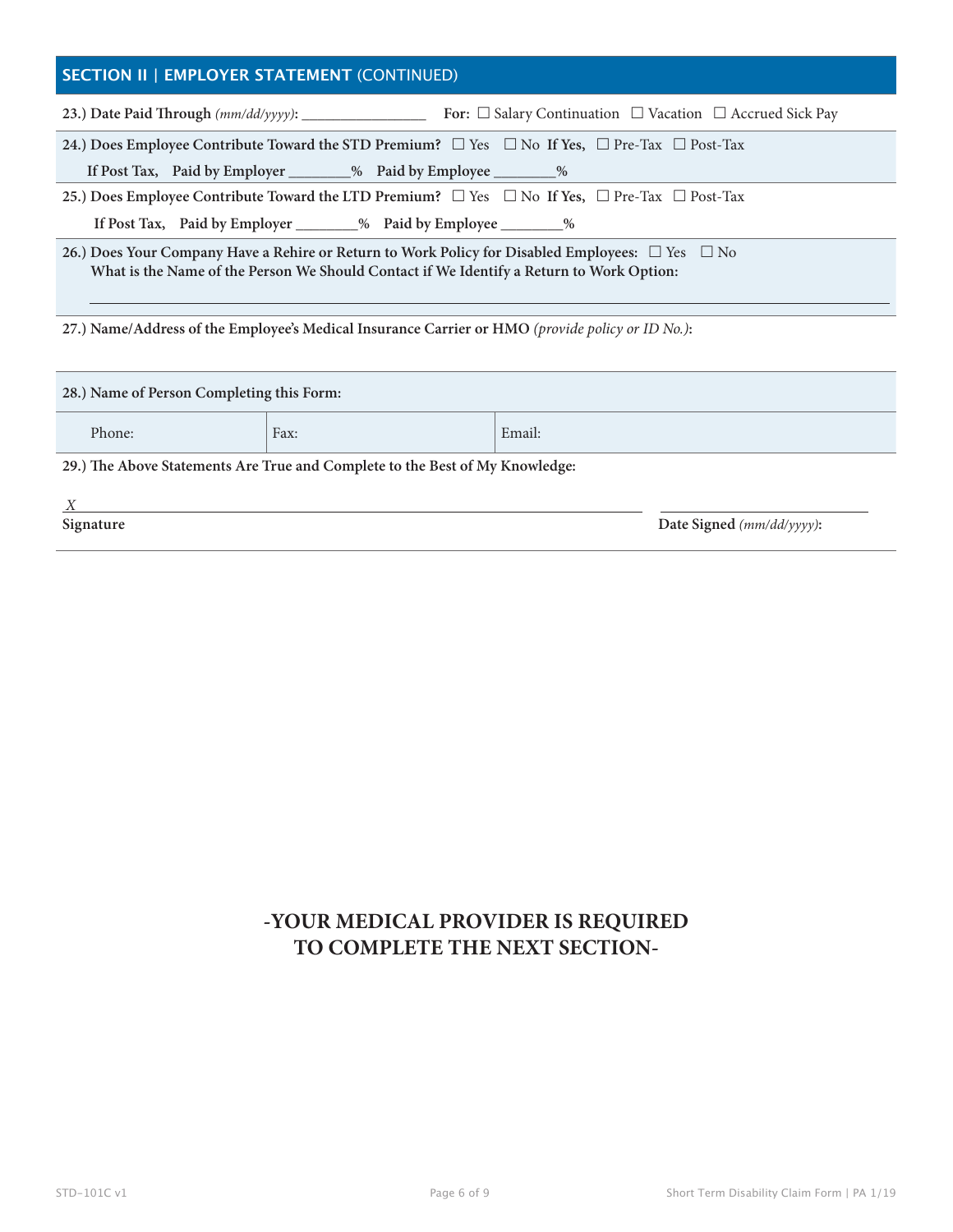## SECTION II | EMPLOYER STATEMENT (CONTINUED)

**23.) Date Paid Through** *(mm/dd/yyyy)*: ________________ **For:** ☐ Salary Continuation ☐ Vacation ☐ Accrued Sick Pay

**24.) Does Employee Contribute Toward the STD Premium?** ☐ Yes ☐ No **If Yes,** ☐ Pre-Tax ☐ Post-Tax

**If Post Tax, Paid by Employer** ________% **Paid by Employee** ________%

**25.) Does Employee Contribute Toward the LTD Premium?** ☐ Yes ☐ No **If Yes,** ☐ Pre-Tax ☐ Post-Tax

**If Post Tax, Paid by Employer** ________% **Paid by Employee** ________%

**26.) Does Your Company Have a Rehire or Return to Work Policy for Disabled Employees:** ☐ Yes ☐ No
**What is the Name of the Person We Should Contact if We Identify a Return to Work Option:**

______________________________________________________________________

**27.) Name/Address of the Employee's Medical Insurance Carrier or HMO** *(provide policy or ID No.)*:

**28.) Name of Person Completing this Form:**

| Phone: | Fax: | Email: |
|---|---|---|

**29.) The Above Statements Are True and Complete to the Best of My Knowledge:**

*X* ______________________________________________ ____________________

**Signature** **Date Signed** *(mm/dd/yyyy)*:

**-YOUR MEDICAL PROVIDER IS REQUIRED TO COMPLETE THE NEXT SECTION-**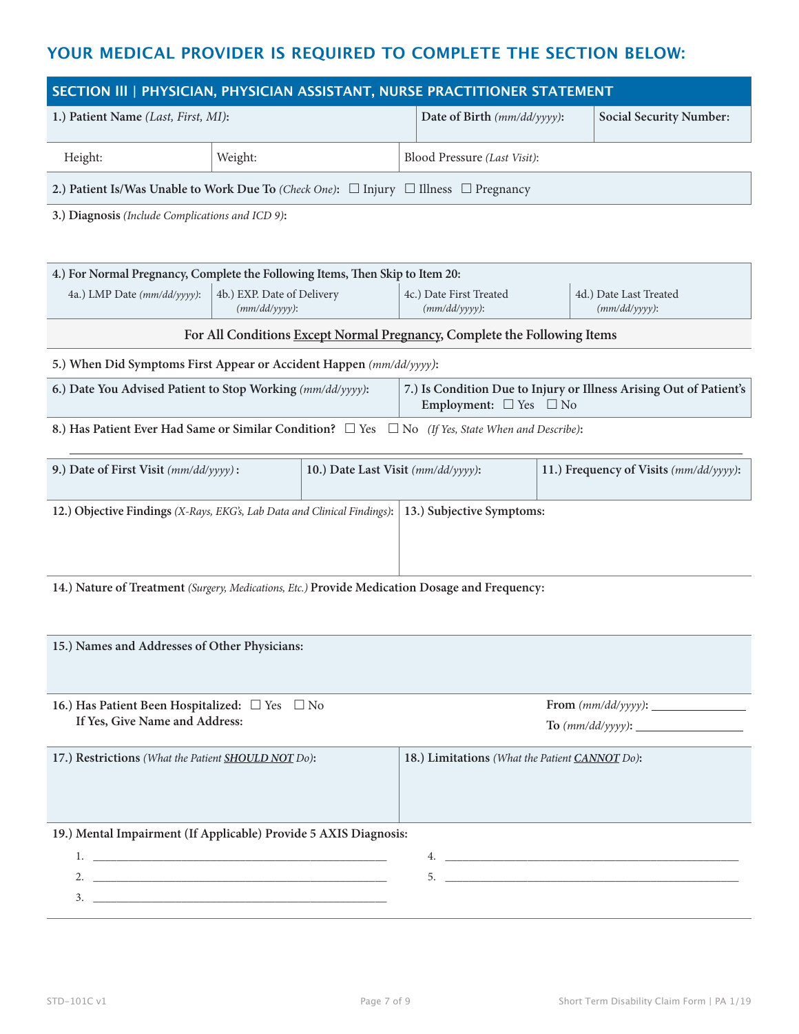## YOUR MEDICAL PROVIDER IS REQUIRED TO COMPLETE THE SECTION BELOW:

### SECTION III | PHYSICIAN, PHYSICIAN ASSISTANT, NURSE PRACTITIONER STATEMENT

| **1.) Patient Name** *(Last, First, MI)*: | | **Date of Birth** *(mm/dd/yyyy)*: | **Social Security Number:** |
|---|---|---|---|
| Height: | Weight: | Blood Pressure *(Last Visit)*: | |

**2.) Patient Is/Was Unable to Work Due To** *(Check One)*: ☐ Injury ☐ Illness ☐ Pregnancy

**3.) Diagnosis** *(Include Complications and ICD 9)*:

**4.) For Normal Pregnancy, Complete the Following Items, Then Skip to Item 20:**

| 4a.) LMP Date *(mm/dd/yyyy)*: | 4b.) EXP. Date of Delivery *(mm/dd/yyyy)*: | 4c.) Date First Treated *(mm/dd/yyyy)*: | 4d.) Date Last Treated *(mm/dd/yyyy)*: |
|---|---|---|---|

**For All Conditions Except Normal Pregnancy, Complete the Following Items**

**5.) When Did Symptoms First Appear or Accident Happen** *(mm/dd/yyyy)*:

| **6.) Date You Advised Patient to Stop Working** *(mm/dd/yyyy)*: | **7.) Is Condition Due to Injury or Illness Arising Out of Patient's Employment:** ☐ Yes ☐ No |
|---|---|

**8.) Has Patient Ever Had Same or Similar Condition?** ☐ Yes ☐ No *(If Yes, State When and Describe)*:

______________________________________________________________________________

| **9.) Date of First Visit** *(mm/dd/yyyy)*: | **10.) Date Last Visit** *(mm/dd/yyyy)*: | **11.) Frequency of Visits** *(mm/dd/yyyy)*: |
|---|---|---|

| **12.) Objective Findings** *(X-Rays, EKG's, Lab Data and Clinical Findings)*: | **13.) Subjective Symptoms:** |
|---|---|

**14.) Nature of Treatment** *(Surgery, Medications, Etc.)* **Provide Medication Dosage and Frequency:**

**15.) Names and Addresses of Other Physicians:**

**16.) Has Patient Been Hospitalized:** ☐ Yes ☐ No
**If Yes, Give Name and Address:**

**From** *(mm/dd/yyyy)*: ______________
**To** *(mm/dd/yyyy)*: ______________

| **17.) Restrictions** *(What the Patient **SHOULD NOT** Do)*: | **18.) Limitations** *(What the Patient **CANNOT** Do)*: |
|---|---|

**19.) Mental Impairment (If Applicable) Provide 5 AXIS Diagnosis:**

1. ______________________________________________
2. ______________________________________________
3. ______________________________________________
4. ______________________________________________
5. ______________________________________________

STD-101C v1 Short Term Disability Claim Form | PA 1/19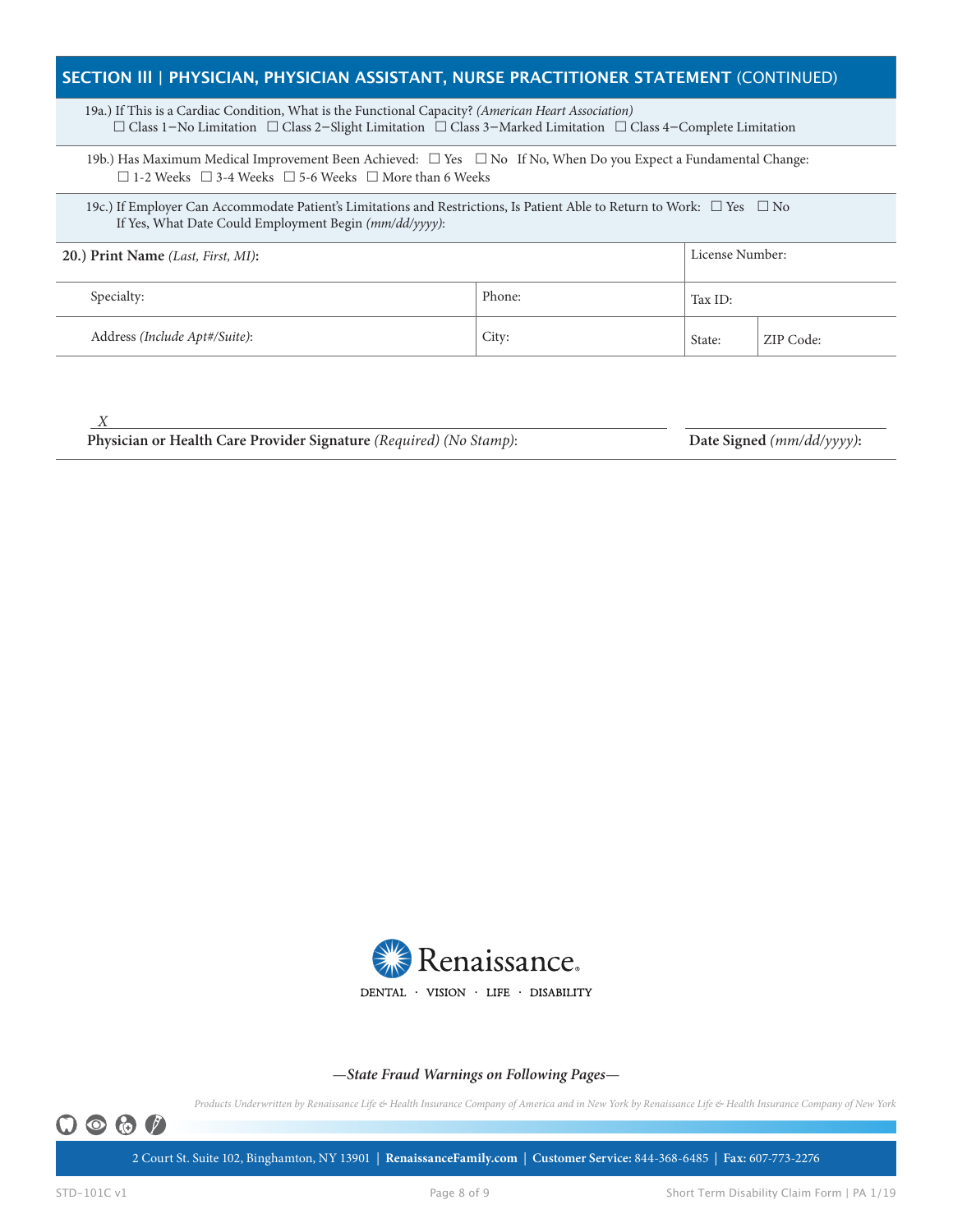## SECTION III | PHYSICIAN, PHYSICIAN ASSISTANT, NURSE PRACTITIONER STATEMENT (CONTINUED)

19a.) If This is a Cardiac Condition, What is the Functional Capacity? *(American Heart Association)*
☐ Class 1–No Limitation ☐ Class 2–Slight Limitation ☐ Class 3–Marked Limitation ☐ Class 4–Complete Limitation

19b.) Has Maximum Medical Improvement Been Achieved: ☐ Yes ☐ No If No, When Do you Expect a Fundamental Change:
☐ 1-2 Weeks ☐ 3-4 Weeks ☐ 5-6 Weeks ☐ More than 6 Weeks

19c.) If Employer Can Accommodate Patient's Limitations and Restrictions, Is Patient Able to Return to Work: ☐ Yes ☐ No
If Yes, What Date Could Employment Begin *(mm/dd/yyyy)*:

| **20.) Print Name** *(Last, First, MI)***:** | | License Number: | |
|---|---|---|---|
| Specialty: | Phone: | Tax ID: | |
| Address *(Include Apt#/Suite)*: | City: | State: | ZIP Code: |

X

**Physician or Health Care Provider Signature** *(Required) (No Stamp)*: **Date Signed** *(mm/dd/yyyy)***:**

Renaissance.
DENTAL · VISION · LIFE · DISABILITY

***—State Fraud Warnings on Following Pages—***

*Products Underwritten by Renaissance Life & Health Insurance Company of America and in New York by Renaissance Life & Health Insurance Company of New York*

2 Court St. Suite 102, Binghamton, NY 13901 | **RenaissanceFamily.com** | **Customer Service:** 844-368-6485 | **Fax:** 607-773-2276

STD-101C v1 Short Term Disability Claim Form | PA 1/19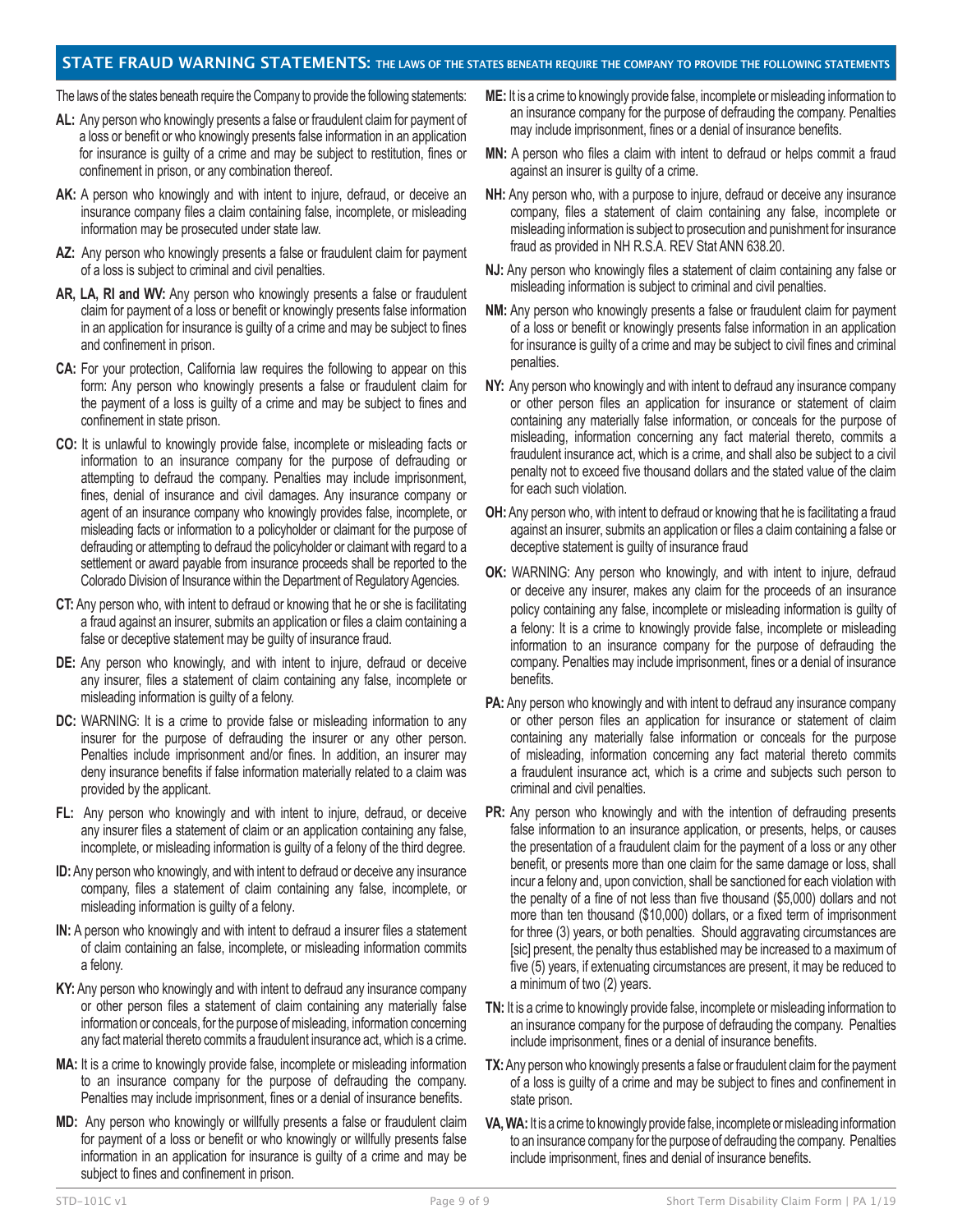## STATE FRAUD WARNING STATEMENTS: THE LAWS OF THE STATES BENEATH REQUIRE THE COMPANY TO PROVIDE THE FOLLOWING STATEMENTS

The laws of the states beneath require the Company to provide the following statements:

**AL:** Any person who knowingly presents a false or fraudulent claim for payment of a loss or benefit or who knowingly presents false information in an application for insurance is guilty of a crime and may be subject to restitution, fines or confinement in prison, or any combination thereof.

**AK:** A person who knowingly and with intent to injure, defraud, or deceive an insurance company files a claim containing false, incomplete, or misleading information may be prosecuted under state law.

**AZ:** Any person who knowingly presents a false or fraudulent claim for payment of a loss is subject to criminal and civil penalties.

**AR, LA, RI and WV:** Any person who knowingly presents a false or fraudulent claim for payment of a loss or benefit or knowingly presents false information in an application for insurance is guilty of a crime and may be subject to fines and confinement in prison.

**CA:** For your protection, California law requires the following to appear on this form: Any person who knowingly presents a false or fraudulent claim for the payment of a loss is guilty of a crime and may be subject to fines and confinement in state prison.

**CO:** It is unlawful to knowingly provide false, incomplete or misleading facts or information to an insurance company for the purpose of defrauding or attempting to defraud the company. Penalties may include imprisonment, fines, denial of insurance and civil damages. Any insurance company or agent of an insurance company who knowingly provides false, incomplete, or misleading facts or information to a policyholder or claimant for the purpose of defrauding or attempting to defraud the policyholder or claimant with regard to a settlement or award payable from insurance proceeds shall be reported to the Colorado Division of Insurance within the Department of Regulatory Agencies.

**CT:** Any person who, with intent to defraud or knowing that he or she is facilitating a fraud against an insurer, submits an application or files a claim containing a false or deceptive statement may be guilty of insurance fraud.

**DE:** Any person who knowingly, and with intent to injure, defraud or deceive any insurer, files a statement of claim containing any false, incomplete or misleading information is guilty of a felony.

**DC:** WARNING: It is a crime to provide false or misleading information to any insurer for the purpose of defrauding the insurer or any other person. Penalties include imprisonment and/or fines. In addition, an insurer may deny insurance benefits if false information materially related to a claim was provided by the applicant.

**FL:** Any person who knowingly and with intent to injure, defraud, or deceive any insurer files a statement of claim or an application containing any false, incomplete, or misleading information is guilty of a felony of the third degree.

**ID:** Any person who knowingly, and with intent to defraud or deceive any insurance company, files a statement of claim containing any false, incomplete, or misleading information is guilty of a felony.

**IN:** A person who knowingly and with intent to defraud a insurer files a statement of claim containing an false, incomplete, or misleading information commits a felony.

**KY:** Any person who knowingly and with intent to defraud any insurance company or other person files a statement of claim containing any materially false information or conceals, for the purpose of misleading, information concerning any fact material thereto commits a fraudulent insurance act, which is a crime.

**MA:** It is a crime to knowingly provide false, incomplete or misleading information to an insurance company for the purpose of defrauding the company. Penalties may include imprisonment, fines or a denial of insurance benefits.

**MD:** Any person who knowingly or willfully presents a false or fraudulent claim for payment of a loss or benefit or who knowingly or willfully presents false information in an application for insurance is guilty of a crime and may be subject to fines and confinement in prison.

**ME:** It is a crime to knowingly provide false, incomplete or misleading information to an insurance company for the purpose of defrauding the company. Penalties may include imprisonment, fines or a denial of insurance benefits.

**MN:** A person who files a claim with intent to defraud or helps commit a fraud against an insurer is guilty of a crime.

**NH:** Any person who, with a purpose to injure, defraud or deceive any insurance company, files a statement of claim containing any false, incomplete or misleading information is subject to prosecution and punishment for insurance fraud as provided in NH R.S.A. REV Stat ANN 638.20.

**NJ:** Any person who knowingly files a statement of claim containing any false or misleading information is subject to criminal and civil penalties.

**NM:** Any person who knowingly presents a false or fraudulent claim for payment of a loss or benefit or knowingly presents false information in an application for insurance is guilty of a crime and may be subject to civil fines and criminal penalties.

**NY:** Any person who knowingly and with intent to defraud any insurance company or other person files an application for insurance or statement of claim containing any materially false information, or conceals for the purpose of misleading, information concerning any fact material thereto, commits a fraudulent insurance act, which is a crime, and shall also be subject to a civil penalty not to exceed five thousand dollars and the stated value of the claim for each such violation.

**OH:** Any person who, with intent to defraud or knowing that he is facilitating a fraud against an insurer, submits an application or files a claim containing a false or deceptive statement is guilty of insurance fraud

**OK:** WARNING: Any person who knowingly, and with intent to injure, defraud or deceive any insurer, makes any claim for the proceeds of an insurance policy containing any false, incomplete or misleading information is guilty of a felony: It is a crime to knowingly provide false, incomplete or misleading information to an insurance company for the purpose of defrauding the company. Penalties may include imprisonment, fines or a denial of insurance benefits.

**PA:** Any person who knowingly and with intent to defraud any insurance company or other person files an application for insurance or statement of claim containing any materially false information or conceals for the purpose of misleading, information concerning any fact material thereto commits a fraudulent insurance act, which is a crime and subjects such person to criminal and civil penalties.

**PR:** Any person who knowingly and with the intention of defrauding presents false information to an insurance application, or presents, helps, or causes the presentation of a fraudulent claim for the payment of a loss or any other benefit, or presents more than one claim for the same damage or loss, shall incur a felony and, upon conviction, shall be sanctioned for each violation with the penalty of a fine of not less than five thousand ($5,000) dollars and not more than ten thousand ($10,000) dollars, or a fixed term of imprisonment for three (3) years, or both penalties. Should aggravating circumstances are [sic] present, the penalty thus established may be increased to a maximum of five (5) years, if extenuating circumstances are present, it may be reduced to a minimum of two (2) years.

**TN:** It is a crime to knowingly provide false, incomplete or misleading information to an insurance company for the purpose of defrauding the company. Penalties include imprisonment, fines or a denial of insurance benefits.

**TX:** Any person who knowingly presents a false or fraudulent claim for the payment of a loss is guilty of a crime and may be subject to fines and confinement in state prison.

**VA, WA:** It is a crime to knowingly provide false, incomplete or misleading information to an insurance company for the purpose of defrauding the company. Penalties include imprisonment, fines and denial of insurance benefits.